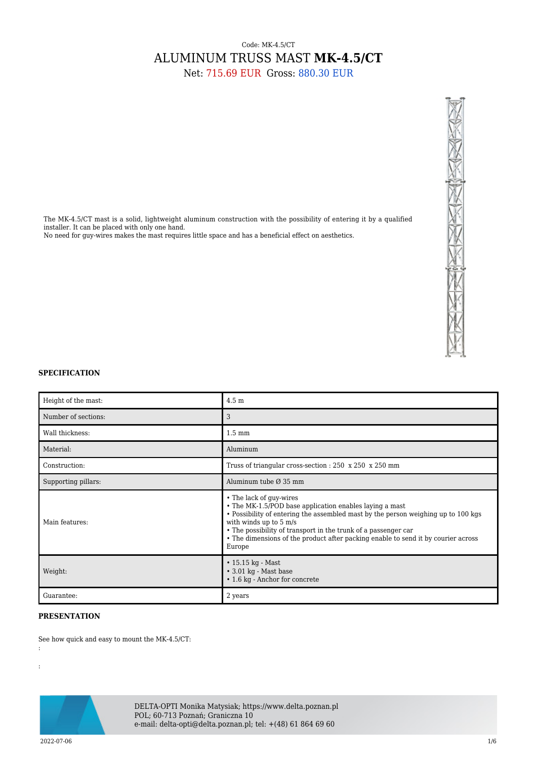Code: MK-4.5/CT

# ALUMINUM TRUSS MAST **MK-4.5/CT**

Net: 715.69 EUR Gross: 880.30 EUR

The MK-4.5/CT mast is a solid, lightweight aluminum construction with the possibility of entering it by a qualified installer. It can be placed with only one hand.
No need for guy-wires makes the mast requires little space and has a beneficial effect on aesthetics.

## SPECIFICATION

| | |
|---|---|
| Height of the mast: | 4.5 m |
| Number of sections: | 3 |
| Wall thickness: | 1.5 mm |
| Material: | Aluminum |
| Construction: | Truss of triangular cross-section : 250 x 250 x 250 mm |
| Supporting pillars: | Aluminum tube Ø 35 mm |
| Main features: | • The lack of guy-wires<br>• The MK-1.5/POD base application enables laying a mast<br>• Possibility of entering the assembled mast by the person weighing up to 100 kgs with winds up to 5 m/s<br>• The possibility of transport in the trunk of a passenger car<br>• The dimensions of the product after packing enable to send it by courier across Europe |
| Weight: | • 15.15 kg - Mast<br>• 3.01 kg - Mast base<br>• 1.6 kg - Anchor for concrete |
| Guarantee: | 2 years |

## PRESENTATION

See how quick and easy to mount the MK-4.5/CT:

:

:

DELTA-OPTI Monika Matysiak; https://www.delta.poznan.pl
POL; 60-713 Poznań; Graniczna 10
e-mail: delta-opti@delta.poznan.pl; tel: +(48) 61 864 69 60

2022-07-06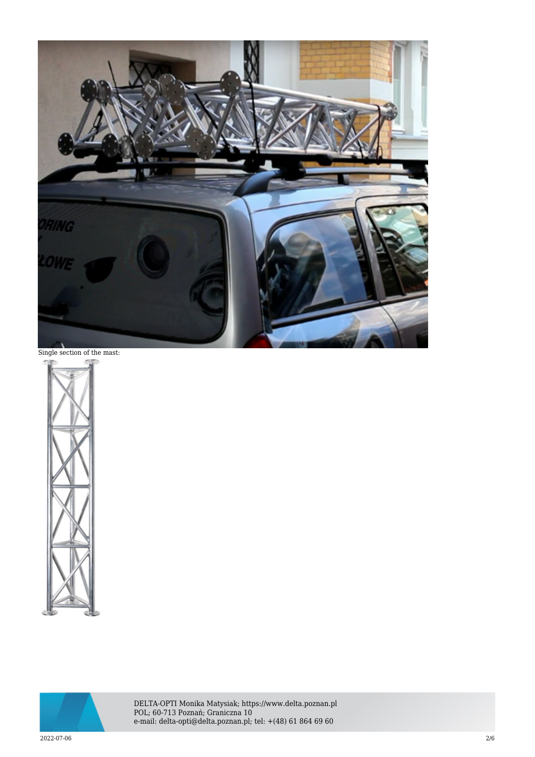Single section of the mast: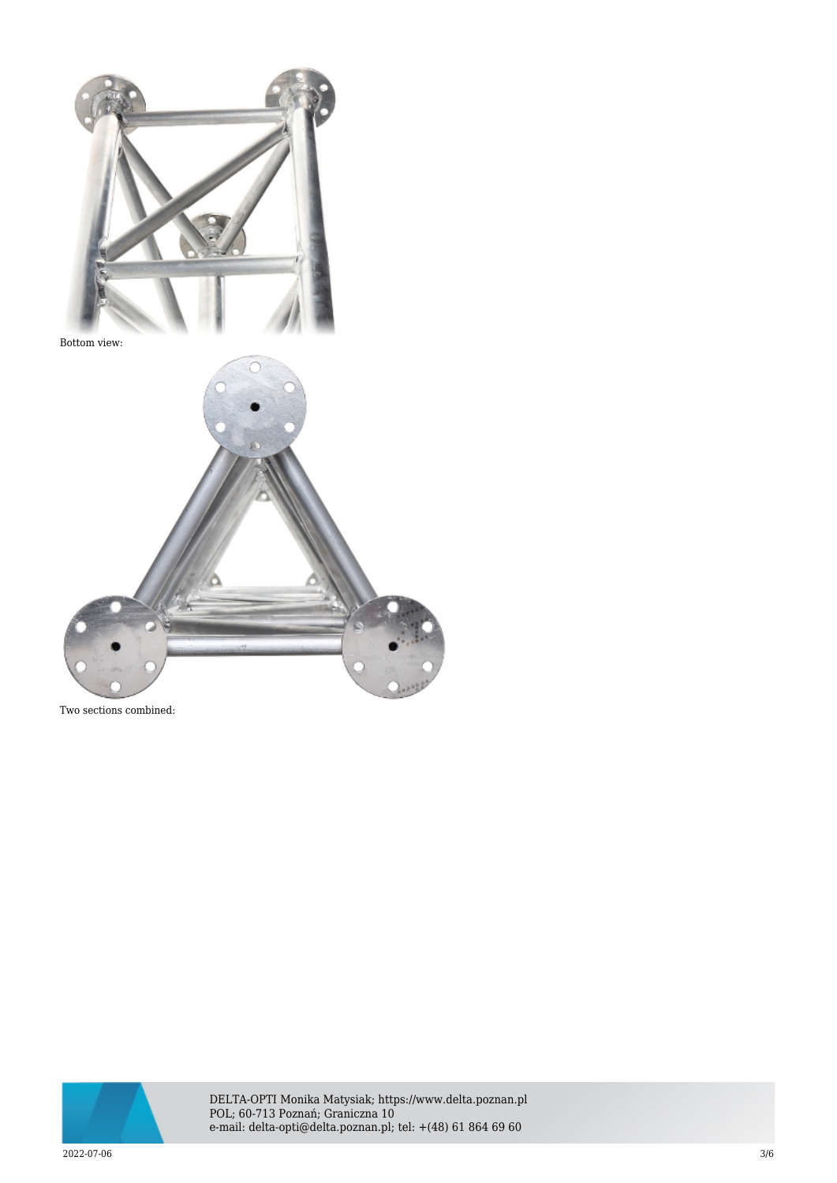Bottom view:

Two sections combined: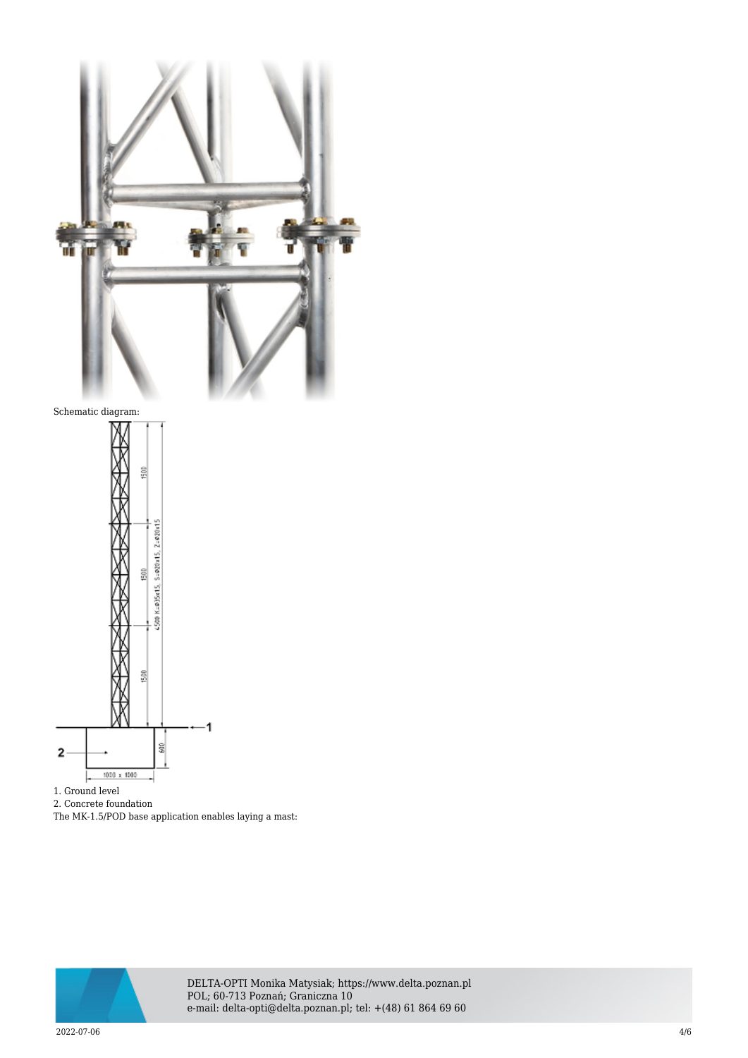Schematic diagram:

1. Ground level
2. Concrete foundation

The MK-1.5/POD base application enables laying a mast: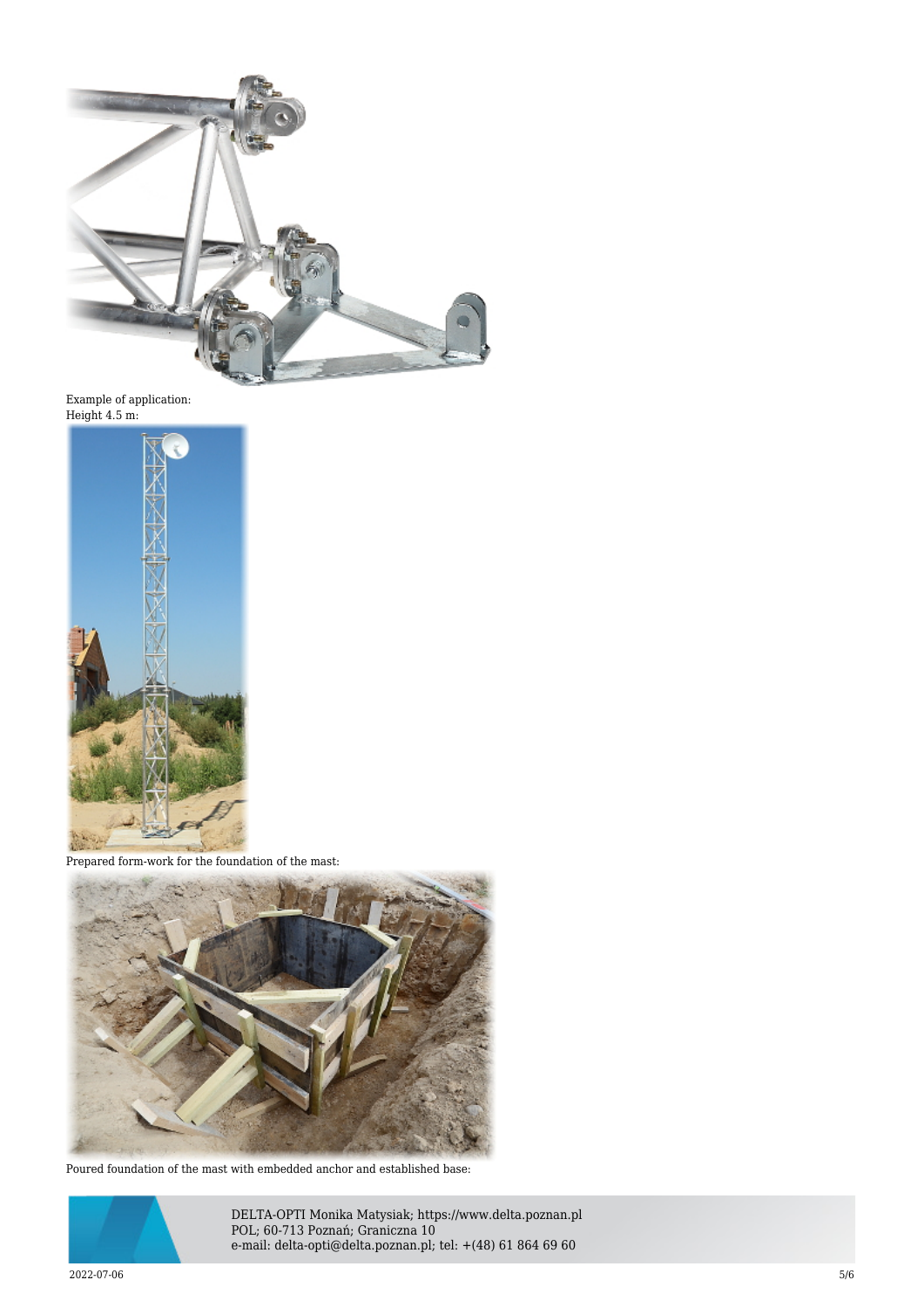Example of application:
Height 4.5 m:

Prepared form-work for the foundation of the mast:

Poured foundation of the mast with embedded anchor and established base: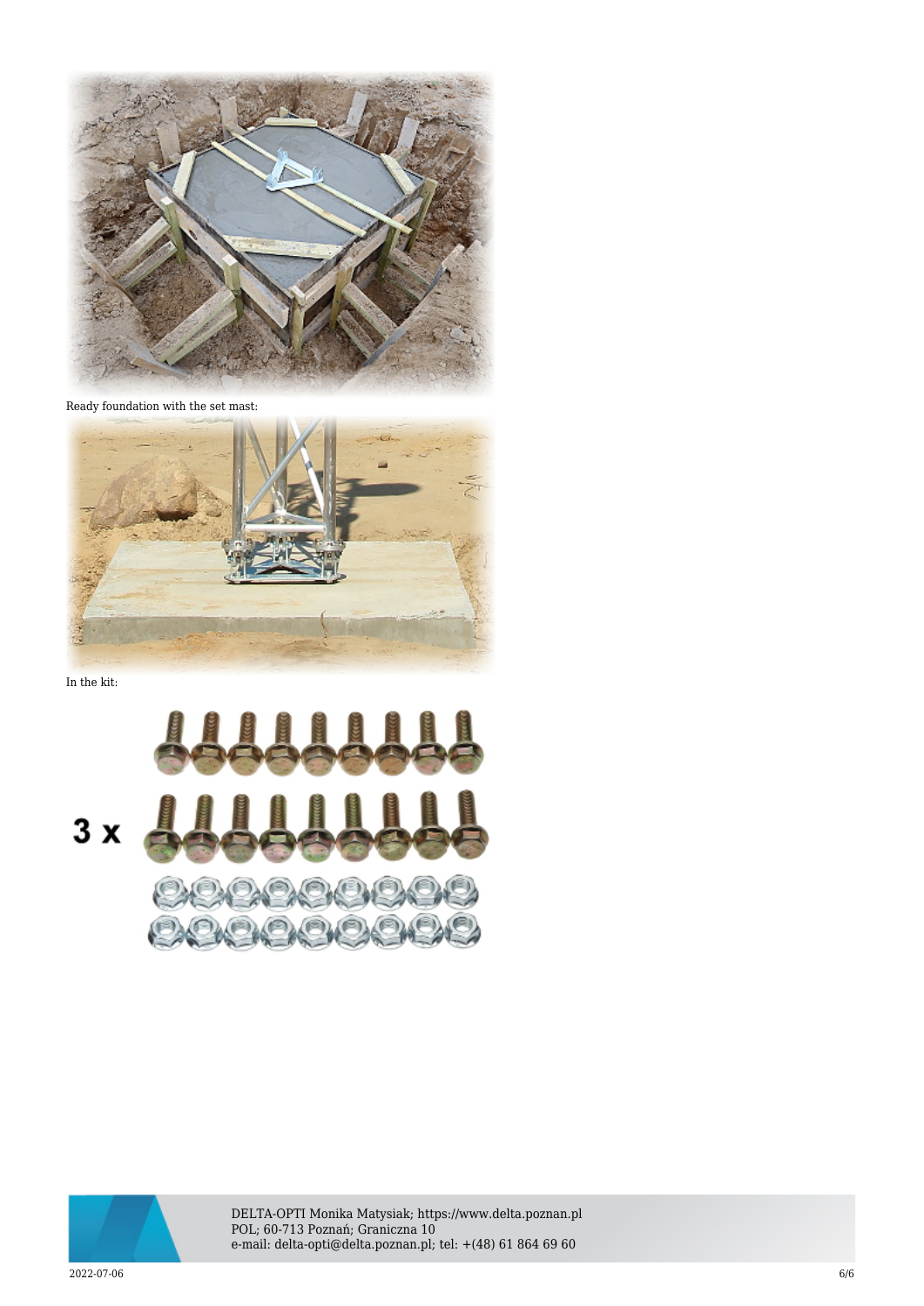Ready foundation with the set mast:

In the kit:

3 x